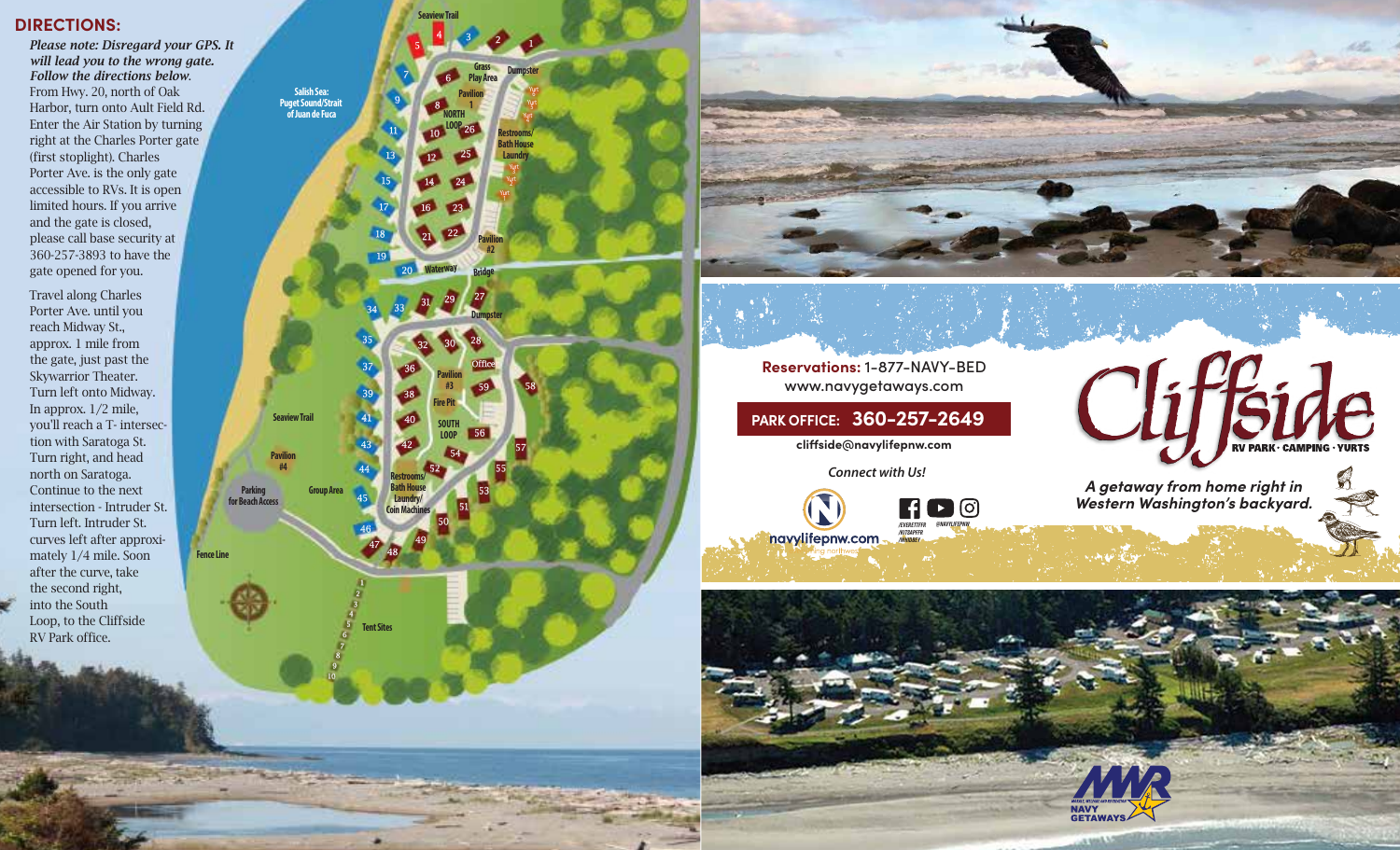## DIRECTIONS:

***Please note: Disregard your GPS. It will lead you to the wrong gate. Follow the directions below.***

From Hwy. 20, north of Oak Harbor, turn onto Ault Field Rd. Enter the Air Station by turning right at the Charles Porter gate (first stoplight). Charles Porter Ave. is the only gate accessible to RVs. It is open limited hours. If you arrive and the gate is closed, please call base security at 360-257-3893 to have the gate opened for you.

Travel along Charles Porter Ave. until you reach Midway St., approx. 1 mile from the gate, just past the Skywarrior Theater. Turn left onto Midway. In approx. 1/2 mile, you'll reach a T- intersection with Saratoga St. Turn right, and head north on Saratoga. Continue to the next intersection - Intruder St. Turn left. Intruder St. curves left after approximately 1/4 mile. Soon after the curve, take the second right, into the South Loop, to the Cliffside RV Park office.

Salish Sea: Puget Sound/Strait of Juan de Fuca

Seaview Trail · Grass Play Area · Dumpster · Pavilion 1 · NORTH LOOP · Restrooms/ Bath House Laundry · Yurt · Pavilion #2 · Waterway · Bridge · Dumpster · Office · Pavilion #3 · Fire Pit · SOUTH LOOP · Restrooms/ Bath House Laundry/ Coin Machines · Pavilion #4 · Group Area · Parking for Beach Access · Fence Line · Tent Sites

**Reservations:** 1-877-NAVY-BED
www.navygetaways.com

**PARK OFFICE: 360-257-2649**

**cliffside@navylifepnw.com**

*Connect with Us!*

navylifepnw.com

/EVERETTFFR /NTSAPFFR /WHIDBEY @NAVYLIFEPNW

# Cliffside

**RV PARK · CAMPING · YURTS**

***A getaway from home right in Western Washington's backyard.***

MWR NAVY GETAWAYS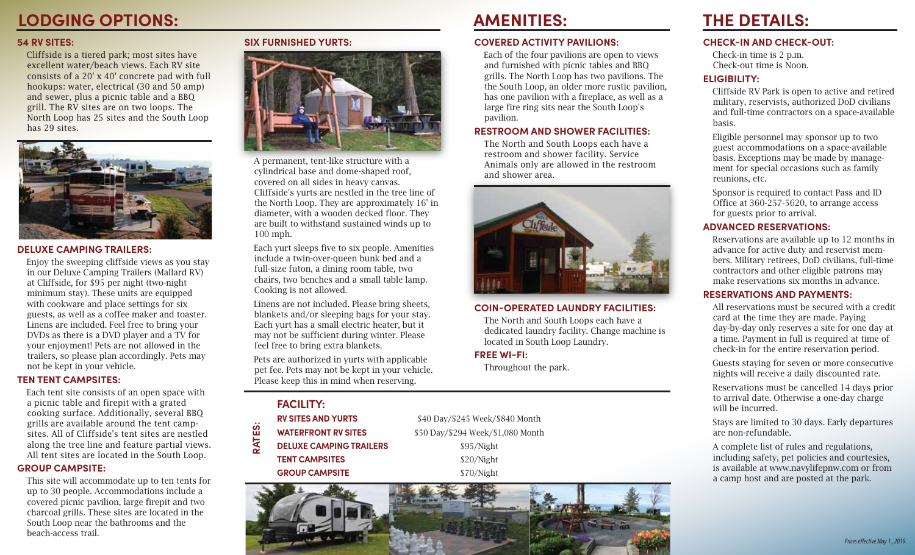# LODGING OPTIONS:

### 54 RV SITES:

Cliffside is a tiered park; most sites have excellent water/beach views. Each RV site consists of a 20' x 40' concrete pad with full hookups: water, electrical (30 and 50 amp) and sewer, plus a picnic table and a BBQ grill. The RV sites are on two loops. The North Loop has 25 sites and the South Loop has 29 sites.

### DELUXE CAMPING TRAILERS:

Enjoy the sweeping cliffside views as you stay in our Deluxe Camping Trailers (Mallard RV) at Cliffside, for $95 per night (two-night minimum stay). These units are equipped with cookware and place settings for six guests, as well as a coffee maker and toaster. Linens are included. Feel free to bring your DVDs as there is a DVD player and a TV for your enjoyment! Pets are not allowed in the trailers, so please plan accordingly. Pets may not be kept in your vehicle.

### TEN TENT CAMPSITES:

Each tent site consists of an open space with a picnic table and firepit with a grated cooking surface. Additionally, several BBQ grills are available around the tent campsites. All of Cliffside's tent sites are nestled along the tree line and feature partial views. All tent sites are located in the South Loop.

### GROUP CAMPSITE:

This site will accommodate up to ten tents for up to 30 people. Accommodations include a covered picnic pavilion, large firepit and two charcoal grills. These sites are located in the South Loop near the bathrooms and the beach-access trail.

### SIX FURNISHED YURTS:

A permanent, tent-like structure with a cylindrical base and dome-shaped roof, covered on all sides in heavy canvas. Cliffside's yurts are nestled in the tree line of the North Loop. They are approximately 16' in diameter, with a wooden decked floor. They are built to withstand sustained winds up to 100 mph.

Each yurt sleeps five to six people. Amenities include a twin-over-queen bunk bed and a full-size futon, a dining room table, two chairs, two benches and a small table lamp. Cooking is not allowed.

Linens are not included. Please bring sheets, blankets and/or sleeping bags for your stay. Each yurt has a small electric heater, but it may not be sufficient during winter. Please feel free to bring extra blankets.

Pets are authorized in yurts with applicable pet fee. Pets may not be kept in your vehicle. Please keep this in mind when reserving.

### RATES:

| FACILITY: | |
|---|---|
| RV SITES AND YURTS | $40 Day/$245 Week/$840 Month |
| WATERFRONT RV SITES | $50 Day/$294 Week/$1,080 Month |
| DELUXE CAMPING TRAILERS | $95/Night |
| TENT CAMPSITES | $20/Night |
| GROUP CAMPSITE | $70/Night |

# AMENITIES:

### COVERED ACTIVITY PAVILIONS:

Each of the four pavilions are open to views and furnished with picnic tables and BBQ grills. The North Loop has two pavilions. The the South Loop, an older more rustic pavilion, has one pavilion with a fireplace, as well as a large fire ring sits near the South Loop's pavilion.

### RESTROOM AND SHOWER FACILITIES:

The North and South Loops each have a restroom and shower facility. Service Animals only are allowed in the restroom and shower area.

### COIN-OPERATED LAUNDRY FACILITIES:

The North and South Loops each have a dedicated laundry facility. Change machine is located in South Loop Laundry.

### FREE WI-FI:

Throughout the park.

# THE DETAILS:

### CHECK-IN AND CHECK-OUT:

Check-in time is 2 p.m.
Check-out time is Noon.

### ELIGIBILITY:

Cliffside RV Park is open to active and retired military, reservists, authorized DoD civilians and full-time contractors on a space-available basis.

Eligible personnel may sponsor up to two guest accommodations on a space-available basis. Exceptions may be made by management for special occasions such as family reunions, etc.

Sponsor is required to contact Pass and ID Office at 360-257-5620, to arrange access for guests prior to arrival.

### ADVANCED RESERVATIONS:

Reservations are available up to 12 months in advance for active duty and reservist members. Military retirees, DoD civilians, full-time contractors and other eligible patrons may make reservations six months in advance.

### RESERVATIONS AND PAYMENTS:

All reservations must be secured with a credit card at the time they are made. Paying day-by-day only reserves a site for one day at a time. Payment in full is required at time of check-in for the entire reservation period.

Guests staying for seven or more consecutive nights will receive a daily discounted rate.

Reservations must be cancelled 14 days prior to arrival date. Otherwise a one-day charge will be incurred.

Stays are limited to 30 days. Early departures are non-refundable.

A complete list of rules and regulations, including safety, pet policies and courtesies, is available at www.navylifepnw.com or from a camp host and are posted at the park.

*Prices effective May 1, 2019.*